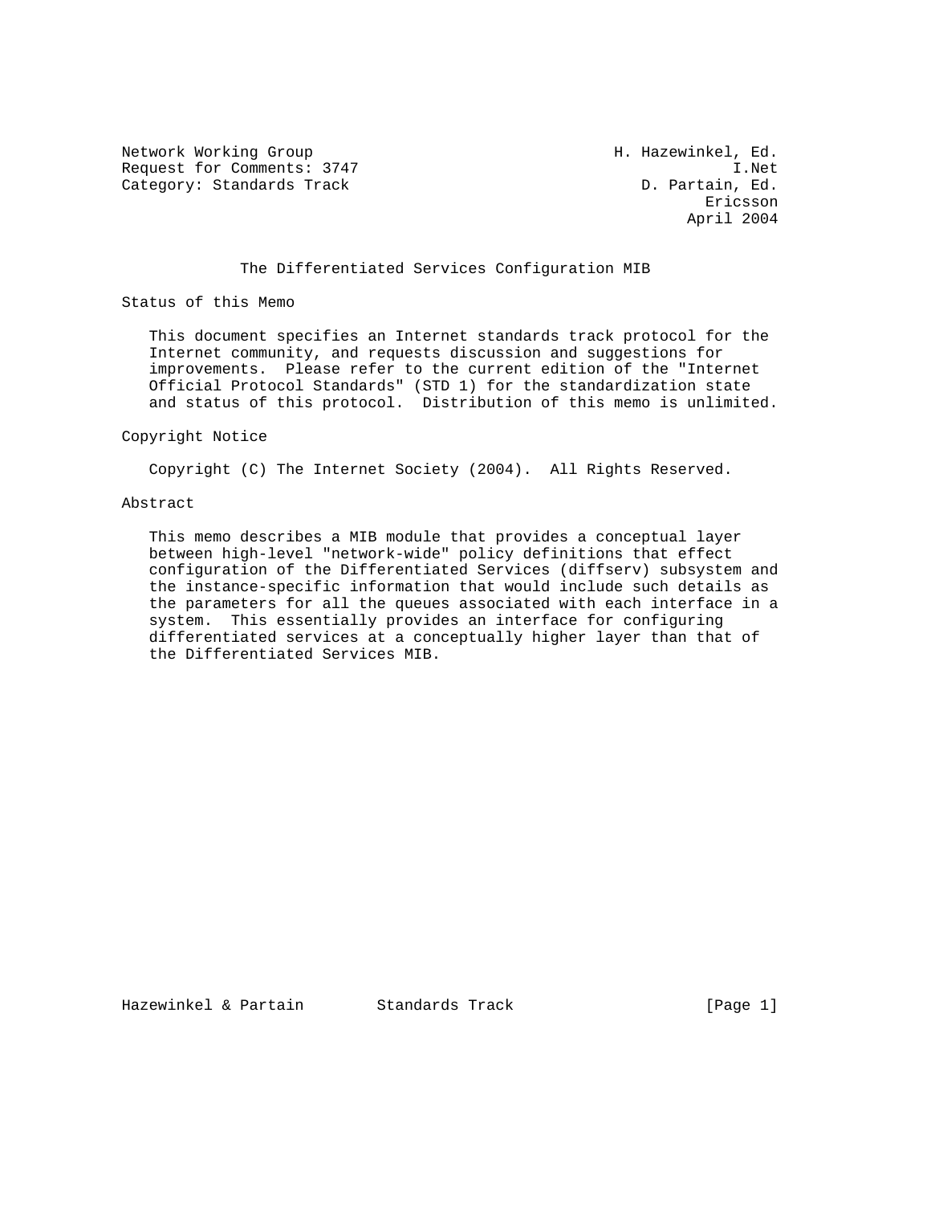Network Working Group H. Hazewinkel, Ed.
Request for Comments: 3747 I.Net
Category: Standards Track D. Partain, Ed.
Ericsson
April 2004

# The Differentiated Services Configuration MIB

## Status of this Memo

This document specifies an Internet standards track protocol for the Internet community, and requests discussion and suggestions for improvements. Please refer to the current edition of the "Internet Official Protocol Standards" (STD 1) for the standardization state and status of this protocol. Distribution of this memo is unlimited.

## Copyright Notice

Copyright (C) The Internet Society (2004). All Rights Reserved.

## Abstract

This memo describes a MIB module that provides a conceptual layer between high-level "network-wide" policy definitions that effect configuration of the Differentiated Services (diffserv) subsystem and the instance-specific information that would include such details as the parameters for all the queues associated with each interface in a system. This essentially provides an interface for configuring differentiated services at a conceptually higher layer than that of the Differentiated Services MIB.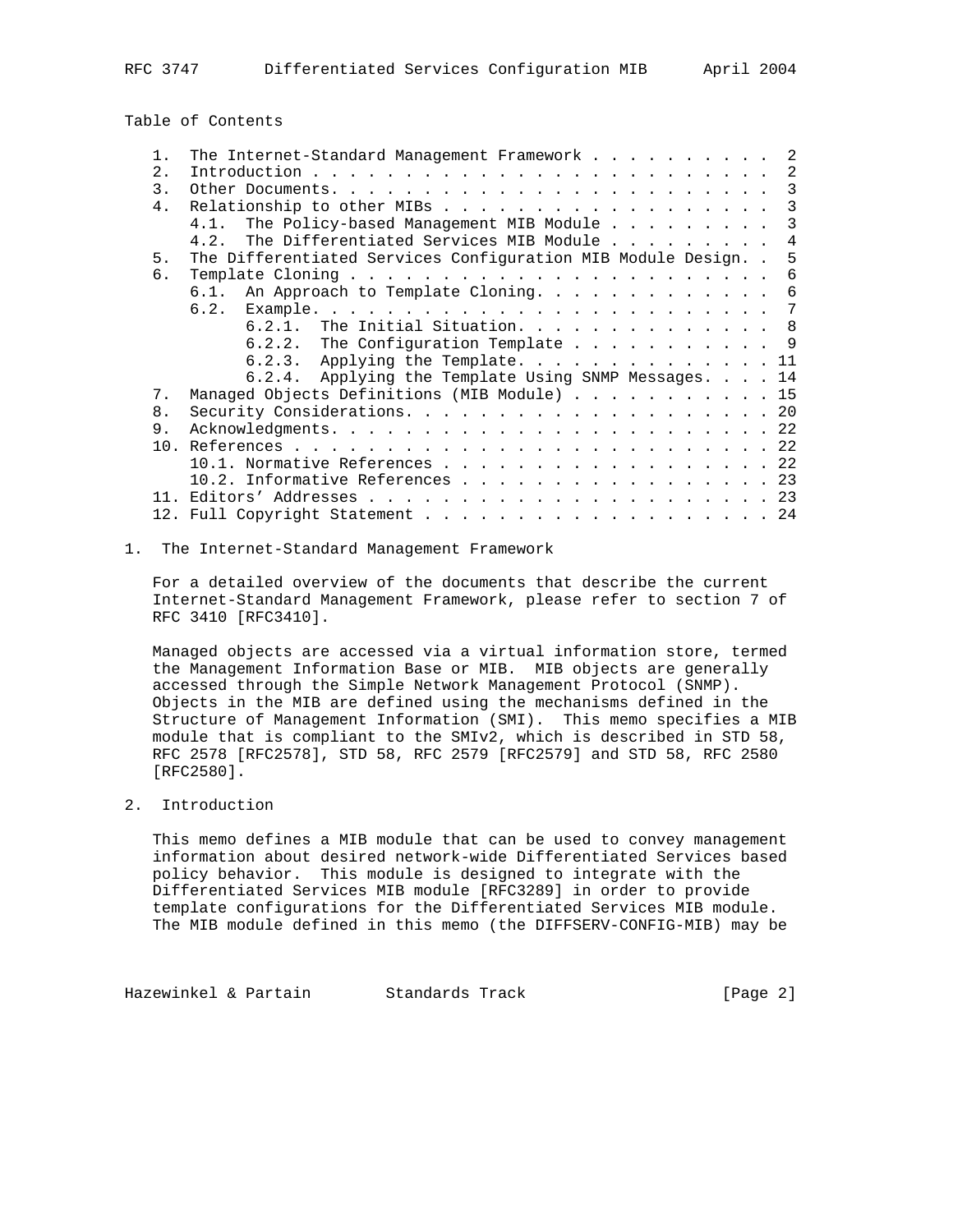Table of Contents

```
   1.  The Internet-Standard Management Framework . . . . . . . . . .  2
   2.  Introduction . . . . . . . . . . . . . . . . . . . . . . . . .  2
   3.  Other Documents. . . . . . . . . . . . . . . . . . . . . . . .  3
   4.  Relationship to other MIBs . . . . . . . . . . . . . . . . . .  3
       4.1.  The Policy-based Management MIB Module . . . . . . . . .  3
       4.2.  The Differentiated Services MIB Module . . . . . . . . .  4
   5.  The Differentiated Services Configuration MIB Module Design. .  5
   6.  Template Cloning . . . . . . . . . . . . . . . . . . . . . . .  6
       6.1.  An Approach to Template Cloning. . . . . . . . . . . . .  6
       6.2.  Example. . . . . . . . . . . . . . . . . . . . . . . . .  7
             6.2.1.  The Initial Situation. . . . . . . . . . . . . .  8
             6.2.2.  The Configuration Template . . . . . . . . . . .  9
             6.2.3.  Applying the Template. . . . . . . . . . . . . . 11
             6.2.4.  Applying the Template Using SNMP Messages. . . . 14
   7.  Managed Objects Definitions (MIB Module) . . . . . . . . . . . 15
   8.  Security Considerations. . . . . . . . . . . . . . . . . . . . 20
   9.  Acknowledgments. . . . . . . . . . . . . . . . . . . . . . . . 22
   10. References . . . . . . . . . . . . . . . . . . . . . . . . . . 22
       10.1. Normative References . . . . . . . . . . . . . . . . . . 22
       10.2. Informative References . . . . . . . . . . . . . . . . . 23
   11. Editors' Addresses . . . . . . . . . . . . . . . . . . . . . . 23
   12. Full Copyright Statement . . . . . . . . . . . . . . . . . . . 24
```

## 1. The Internet-Standard Management Framework

For a detailed overview of the documents that describe the current Internet-Standard Management Framework, please refer to section 7 of RFC 3410 [RFC3410].

Managed objects are accessed via a virtual information store, termed the Management Information Base or MIB. MIB objects are generally accessed through the Simple Network Management Protocol (SNMP). Objects in the MIB are defined using the mechanisms defined in the Structure of Management Information (SMI). This memo specifies a MIB module that is compliant to the SMIv2, which is described in STD 58, RFC 2578 [RFC2578], STD 58, RFC 2579 [RFC2579] and STD 58, RFC 2580 [RFC2580].

## 2. Introduction

This memo defines a MIB module that can be used to convey management information about desired network-wide Differentiated Services based policy behavior. This module is designed to integrate with the Differentiated Services MIB module [RFC3289] in order to provide template configurations for the Differentiated Services MIB module. The MIB module defined in this memo (the DIFFSERV-CONFIG-MIB) may be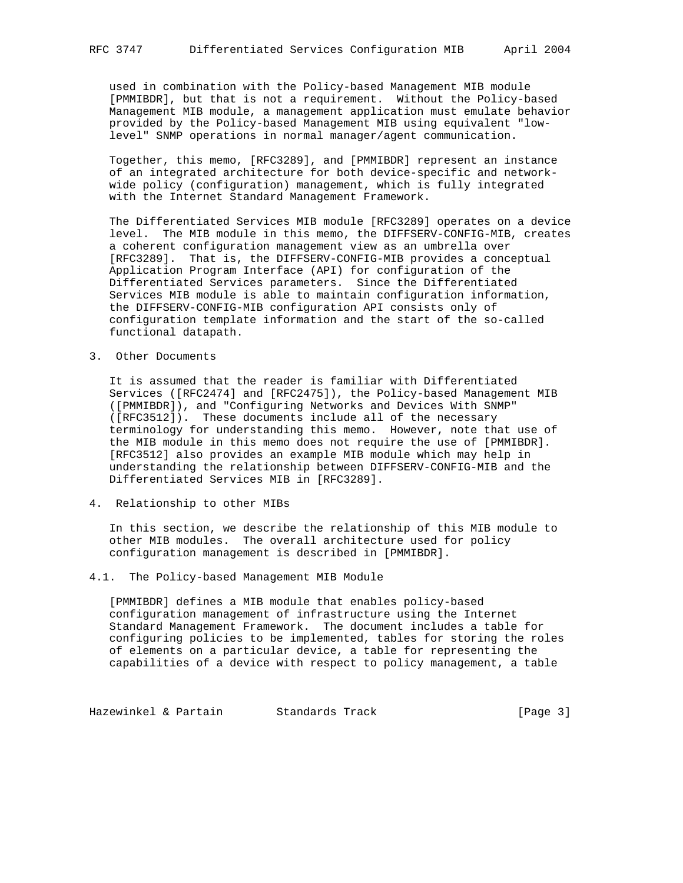used in combination with the Policy-based Management MIB module [PMMIBDR], but that is not a requirement. Without the Policy-based Management MIB module, a management application must emulate behavior provided by the Policy-based Management MIB using equivalent "low-level" SNMP operations in normal manager/agent communication.

Together, this memo, [RFC3289], and [PMMIBDR] represent an instance of an integrated architecture for both device-specific and network-wide policy (configuration) management, which is fully integrated with the Internet Standard Management Framework.

The Differentiated Services MIB module [RFC3289] operates on a device level. The MIB module in this memo, the DIFFSERV-CONFIG-MIB, creates a coherent configuration management view as an umbrella over [RFC3289]. That is, the DIFFSERV-CONFIG-MIB provides a conceptual Application Program Interface (API) for configuration of the Differentiated Services parameters. Since the Differentiated Services MIB module is able to maintain configuration information, the DIFFSERV-CONFIG-MIB configuration API consists only of configuration template information and the start of the so-called functional datapath.

## 3. Other Documents

It is assumed that the reader is familiar with Differentiated Services ([RFC2474] and [RFC2475]), the Policy-based Management MIB ([PMMIBDR]), and "Configuring Networks and Devices With SNMP" ([RFC3512]). These documents include all of the necessary terminology for understanding this memo. However, note that use of the MIB module in this memo does not require the use of [PMMIBDR]. [RFC3512] also provides an example MIB module which may help in understanding the relationship between DIFFSERV-CONFIG-MIB and the Differentiated Services MIB in [RFC3289].

## 4. Relationship to other MIBs

In this section, we describe the relationship of this MIB module to other MIB modules. The overall architecture used for policy configuration management is described in [PMMIBDR].

### 4.1. The Policy-based Management MIB Module

[PMMIBDR] defines a MIB module that enables policy-based configuration management of infrastructure using the Internet Standard Management Framework. The document includes a table for configuring policies to be implemented, tables for storing the roles of elements on a particular device, a table for representing the capabilities of a device with respect to policy management, a table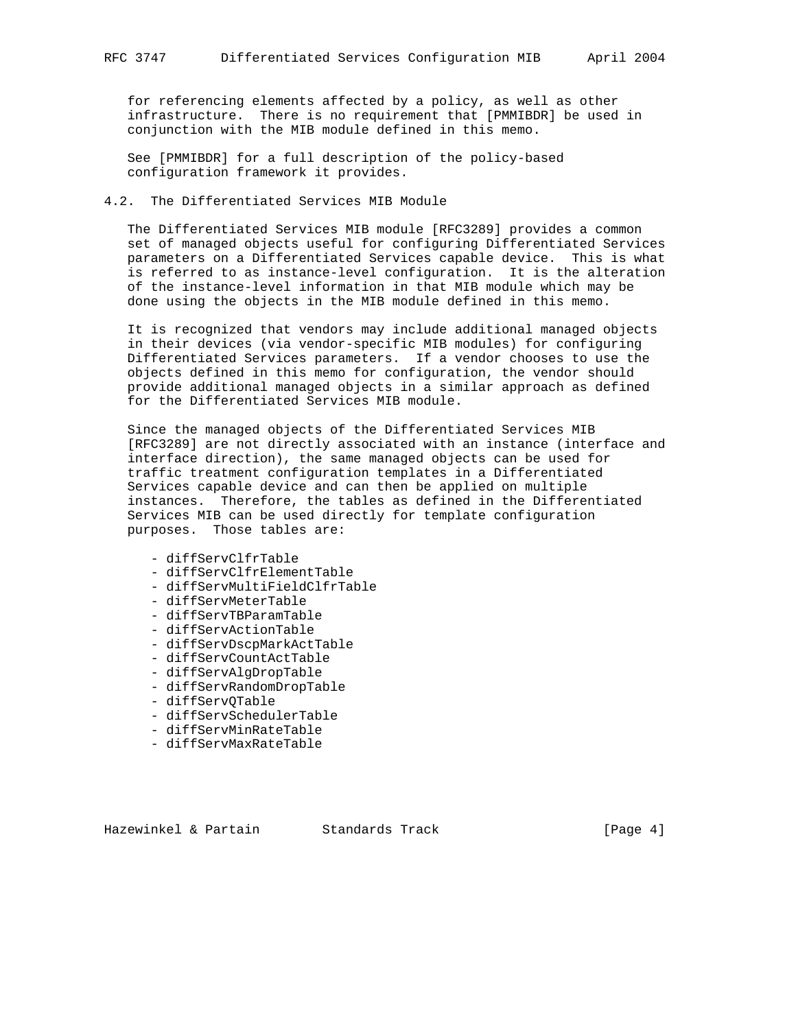for referencing elements affected by a policy, as well as other infrastructure. There is no requirement that [PMMIBDR] be used in conjunction with the MIB module defined in this memo.

See [PMMIBDR] for a full description of the policy-based configuration framework it provides.

## 4.2. The Differentiated Services MIB Module

The Differentiated Services MIB module [RFC3289] provides a common set of managed objects useful for configuring Differentiated Services parameters on a Differentiated Services capable device. This is what is referred to as instance-level configuration. It is the alteration of the instance-level information in that MIB module which may be done using the objects in the MIB module defined in this memo.

It is recognized that vendors may include additional managed objects in their devices (via vendor-specific MIB modules) for configuring Differentiated Services parameters. If a vendor chooses to use the objects defined in this memo for configuration, the vendor should provide additional managed objects in a similar approach as defined for the Differentiated Services MIB module.

Since the managed objects of the Differentiated Services MIB [RFC3289] are not directly associated with an instance (interface and interface direction), the same managed objects can be used for traffic treatment configuration templates in a Differentiated Services capable device and can then be applied on multiple instances. Therefore, the tables as defined in the Differentiated Services MIB can be used directly for template configuration purposes. Those tables are:

- diffServClfrTable
- diffServClfrElementTable
- diffServMultiFieldClfrTable
- diffServMeterTable
- diffServTBParamTable
- diffServActionTable
- diffServDscpMarkActTable
- diffServCountActTable
- diffServAlgDropTable
- diffServRandomDropTable
- diffServQTable
- diffServSchedulerTable
- diffServMinRateTable
- diffServMaxRateTable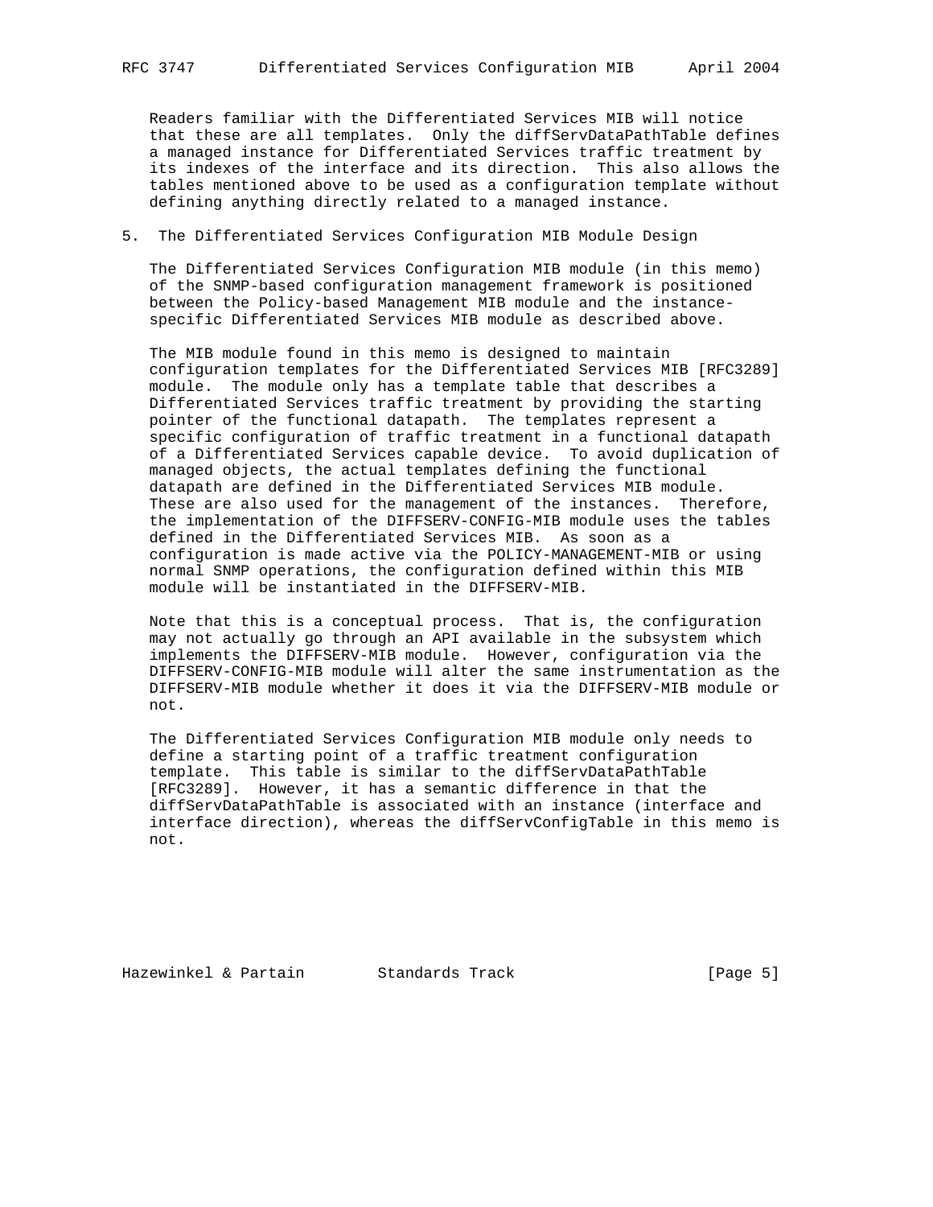Readers familiar with the Differentiated Services MIB will notice that these are all templates. Only the diffServDataPathTable defines a managed instance for Differentiated Services traffic treatment by its indexes of the interface and its direction. This also allows the tables mentioned above to be used as a configuration template without defining anything directly related to a managed instance.

## 5. The Differentiated Services Configuration MIB Module Design

The Differentiated Services Configuration MIB module (in this memo) of the SNMP-based configuration management framework is positioned between the Policy-based Management MIB module and the instance-specific Differentiated Services MIB module as described above.

The MIB module found in this memo is designed to maintain configuration templates for the Differentiated Services MIB [RFC3289] module. The module only has a template table that describes a Differentiated Services traffic treatment by providing the starting pointer of the functional datapath. The templates represent a specific configuration of traffic treatment in a functional datapath of a Differentiated Services capable device. To avoid duplication of managed objects, the actual templates defining the functional datapath are defined in the Differentiated Services MIB module. These are also used for the management of the instances. Therefore, the implementation of the DIFFSERV-CONFIG-MIB module uses the tables defined in the Differentiated Services MIB. As soon as a configuration is made active via the POLICY-MANAGEMENT-MIB or using normal SNMP operations, the configuration defined within this MIB module will be instantiated in the DIFFSERV-MIB.

Note that this is a conceptual process. That is, the configuration may not actually go through an API available in the subsystem which implements the DIFFSERV-MIB module. However, configuration via the DIFFSERV-CONFIG-MIB module will alter the same instrumentation as the DIFFSERV-MIB module whether it does it via the DIFFSERV-MIB module or not.

The Differentiated Services Configuration MIB module only needs to define a starting point of a traffic treatment configuration template. This table is similar to the diffServDataPathTable [RFC3289]. However, it has a semantic difference in that the diffServDataPathTable is associated with an instance (interface and interface direction), whereas the diffServConfigTable in this memo is not.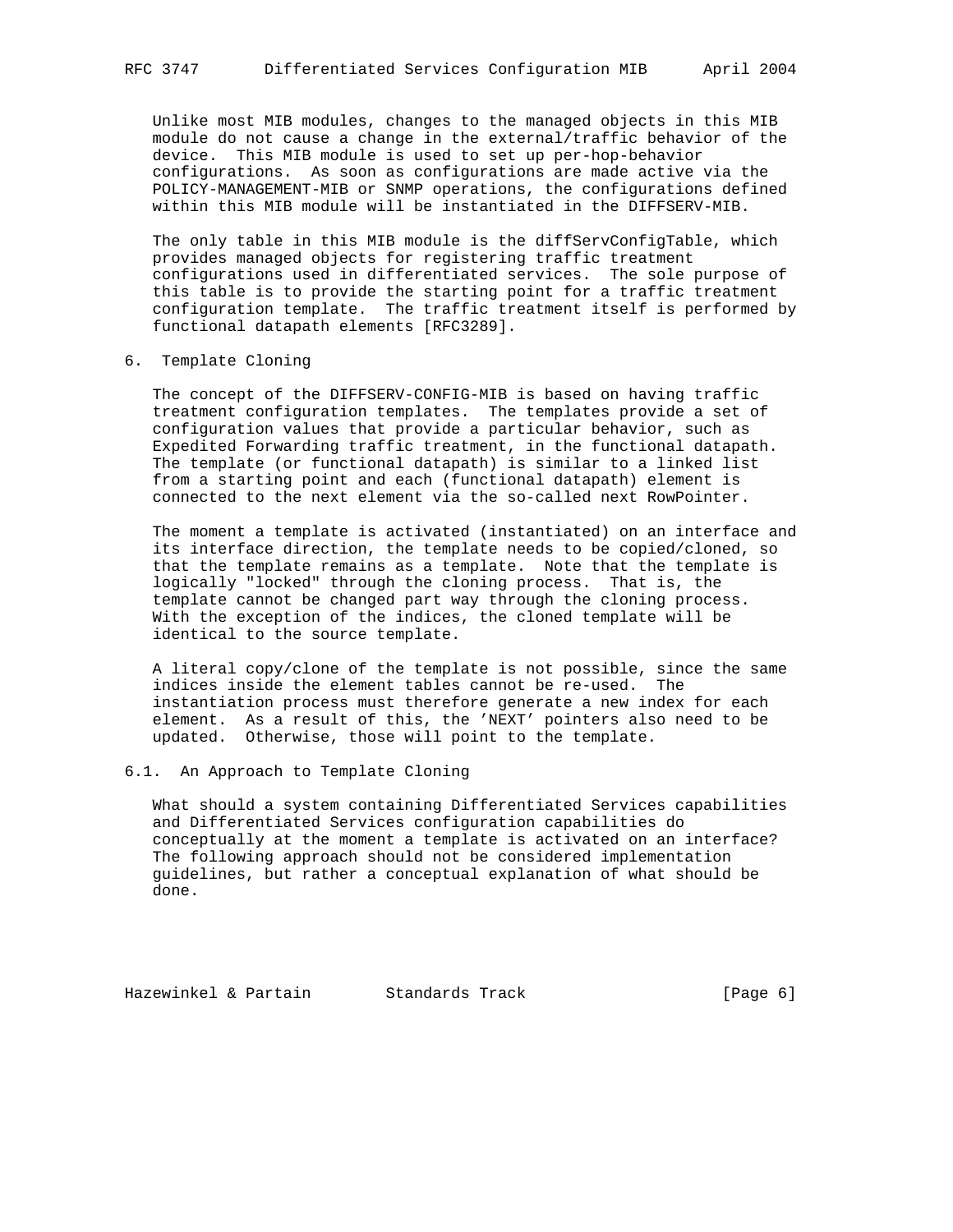Unlike most MIB modules, changes to the managed objects in this MIB module do not cause a change in the external/traffic behavior of the device. This MIB module is used to set up per-hop-behavior configurations. As soon as configurations are made active via the POLICY-MANAGEMENT-MIB or SNMP operations, the configurations defined within this MIB module will be instantiated in the DIFFSERV-MIB.

The only table in this MIB module is the diffServConfigTable, which provides managed objects for registering traffic treatment configurations used in differentiated services. The sole purpose of this table is to provide the starting point for a traffic treatment configuration template. The traffic treatment itself is performed by functional datapath elements [RFC3289].

## 6. Template Cloning

The concept of the DIFFSERV-CONFIG-MIB is based on having traffic treatment configuration templates. The templates provide a set of configuration values that provide a particular behavior, such as Expedited Forwarding traffic treatment, in the functional datapath. The template (or functional datapath) is similar to a linked list from a starting point and each (functional datapath) element is connected to the next element via the so-called next RowPointer.

The moment a template is activated (instantiated) on an interface and its interface direction, the template needs to be copied/cloned, so that the template remains as a template. Note that the template is logically "locked" through the cloning process. That is, the template cannot be changed part way through the cloning process. With the exception of the indices, the cloned template will be identical to the source template.

A literal copy/clone of the template is not possible, since the same indices inside the element tables cannot be re-used. The instantiation process must therefore generate a new index for each element. As a result of this, the 'NEXT' pointers also need to be updated. Otherwise, those will point to the template.

### 6.1. An Approach to Template Cloning

What should a system containing Differentiated Services capabilities and Differentiated Services configuration capabilities do conceptually at the moment a template is activated on an interface? The following approach should not be considered implementation guidelines, but rather a conceptual explanation of what should be done.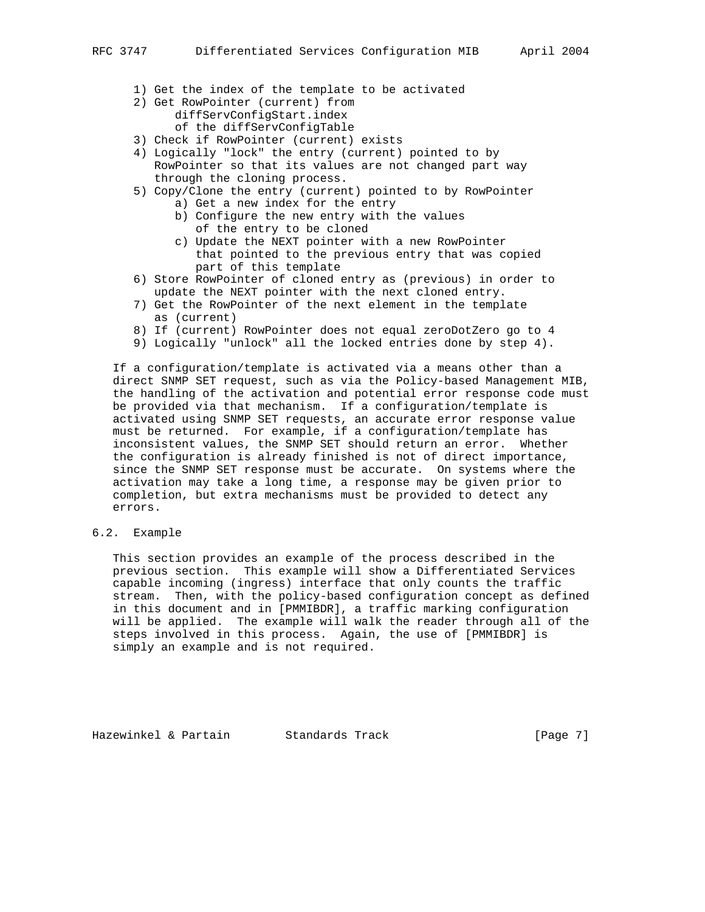1) Get the index of the template to be activated
2) Get RowPointer (current) from
   diffServConfigStart.index
   of the diffServConfigTable
3) Check if RowPointer (current) exists
4) Logically "lock" the entry (current) pointed to by
   RowPointer so that its values are not changed part way
   through the cloning process.
5) Copy/Clone the entry (current) pointed to by RowPointer
   a) Get a new index for the entry
   b) Configure the new entry with the values
      of the entry to be cloned
   c) Update the NEXT pointer with a new RowPointer
      that pointed to the previous entry that was copied
      part of this template
6) Store RowPointer of cloned entry as (previous) in order to
   update the NEXT pointer with the next cloned entry.
7) Get the RowPointer of the next element in the template
   as (current)
8) If (current) RowPointer does not equal zeroDotZero go to 4
9) Logically "unlock" all the locked entries done by step 4).

If a configuration/template is activated via a means other than a direct SNMP SET request, such as via the Policy-based Management MIB, the handling of the activation and potential error response code must be provided via that mechanism. If a configuration/template is activated using SNMP SET requests, an accurate error response value must be returned. For example, if a configuration/template has inconsistent values, the SNMP SET should return an error. Whether the configuration is already finished is not of direct importance, since the SNMP SET response must be accurate. On systems where the activation may take a long time, a response may be given prior to completion, but extra mechanisms must be provided to detect any errors.

## 6.2. Example

This section provides an example of the process described in the previous section. This example will show a Differentiated Services capable incoming (ingress) interface that only counts the traffic stream. Then, with the policy-based configuration concept as defined in this document and in [PMMIBDR], a traffic marking configuration will be applied. The example will walk the reader through all of the steps involved in this process. Again, the use of [PMMIBDR] is simply an example and is not required.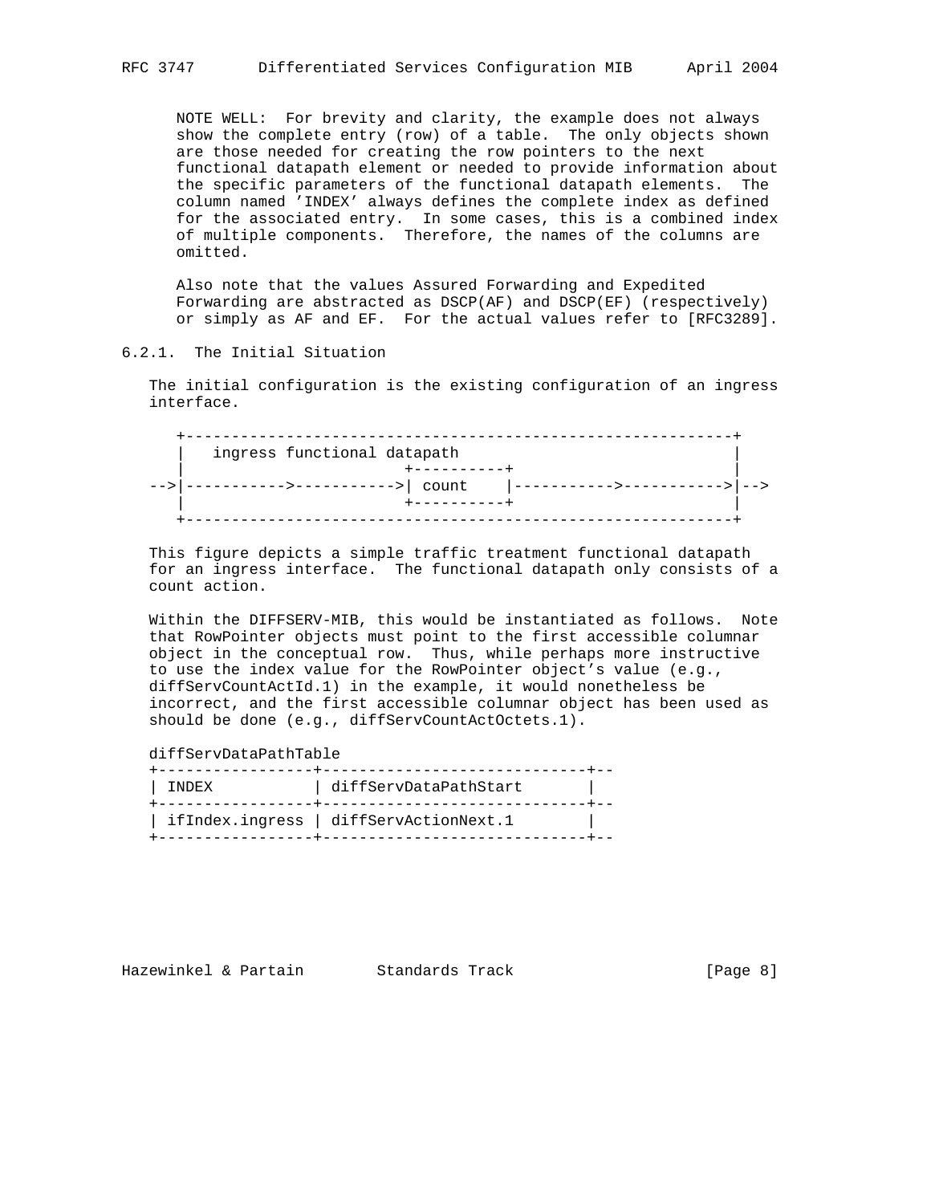NOTE WELL: For brevity and clarity, the example does not always show the complete entry (row) of a table. The only objects shown are those needed for creating the row pointers to the next functional datapath element or needed to provide information about the specific parameters of the functional datapath elements. The column named 'INDEX' always defines the complete index as defined for the associated entry. In some cases, this is a combined index of multiple components. Therefore, the names of the columns are omitted.

Also note that the values Assured Forwarding and Expedited Forwarding are abstracted as DSCP(AF) and DSCP(EF) (respectively) or simply as AF and EF. For the actual values refer to [RFC3289].

### 6.2.1. The Initial Situation

The initial configuration is the existing configuration of an ingress interface.

```
   +-----------------------------------------------------------+
   |   ingress functional datapath                             |
   |                        +----------+                       |
-->|----------->----------->| count    |----------->----------->|-->
   |                        +----------+                       |
   +-----------------------------------------------------------+
```

This figure depicts a simple traffic treatment functional datapath for an ingress interface. The functional datapath only consists of a count action.

Within the DIFFSERV-MIB, this would be instantiated as follows. Note that RowPointer objects must point to the first accessible columnar object in the conceptual row. Thus, while perhaps more instructive to use the index value for the RowPointer object's value (e.g., diffServCountActId.1) in the example, it would nonetheless be incorrect, and the first accessible columnar object has been used as should be done (e.g., diffServCountActOctets.1).

diffServDataPathTable

| INDEX | diffServDataPathStart |
|---|---|
| ifIndex.ingress | diffServActionNext.1 |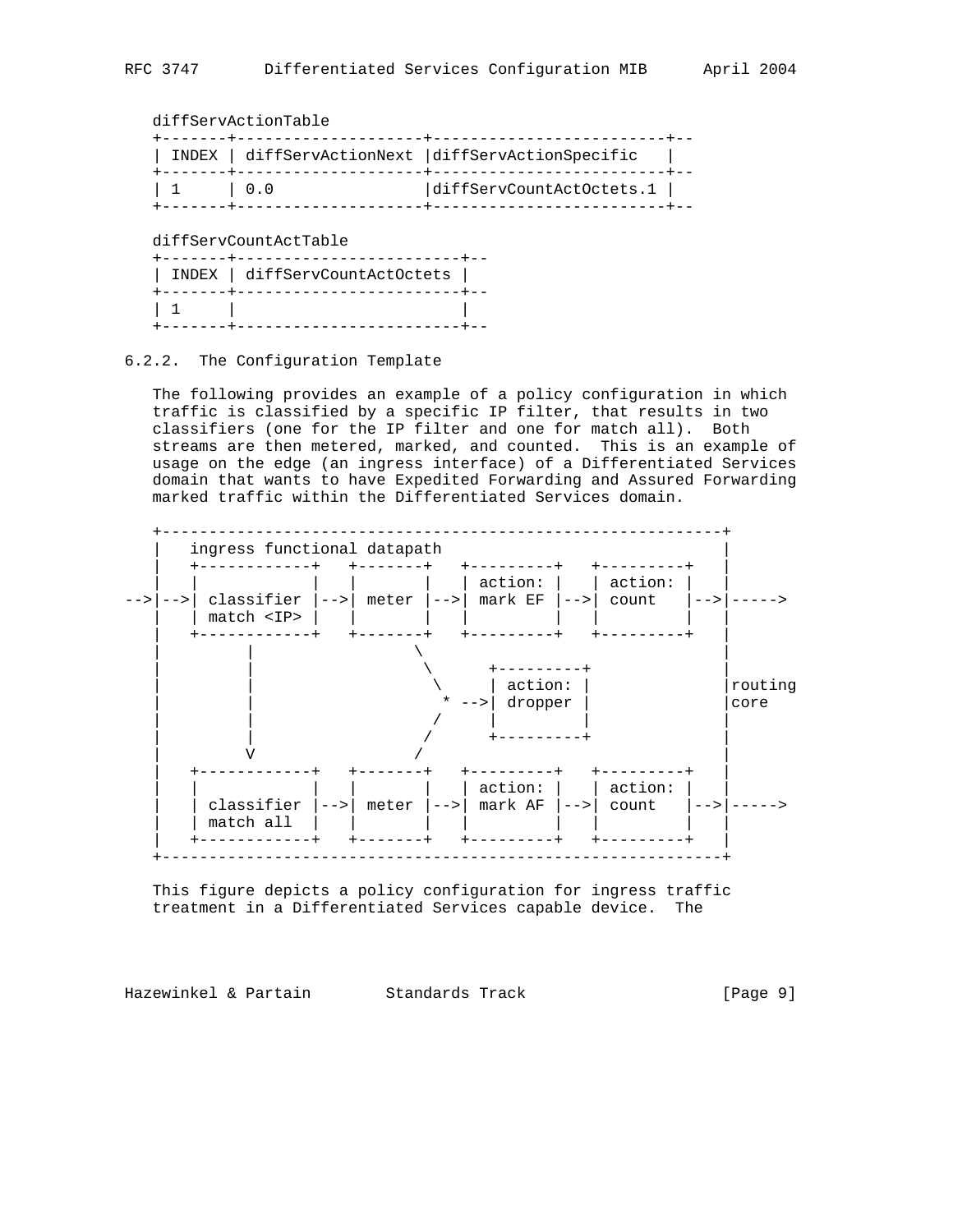diffServActionTable

```
+-------+--------------------+-------------------------+--
| INDEX | diffServActionNext |diffServActionSpecific   |
+-------+--------------------+-------------------------+--
| 1     | 0.0                |diffServCountActOctets.1 |
+-------+--------------------+-------------------------+--
```

diffServCountActTable

```
+-------+------------------------+--
| INDEX | diffServCountActOctets |
+-------+------------------------+--
| 1     |                        |
+-------+------------------------+--
```

### 6.2.2. The Configuration Template

The following provides an example of a policy configuration in which traffic is classified by a specific IP filter, that results in two classifiers (one for the IP filter and one for match all). Both streams are then metered, marked, and counted. This is an example of usage on the edge (an ingress interface) of a Differentiated Services domain that wants to have Expedited Forwarding and Assured Forwarding marked traffic within the Differentiated Services domain.

```
   +---------------------------------------------------------+
   |   ingress functional datapath                           |
   |   +------------+   +-------+   +---------+   +---------+   |
   |   |            |   |       |   | action: |   | action: |   |
-->|-->| classifier |-->| meter |-->| mark EF |-->| count   |-->|----->
   |   | match <IP> |   |       |   |         |   |         |   |
   |   +------------+   +-------+   +---------+   +---------+   |
   |         |                 \                             |
   |         |                  \      +---------+           |
   |         |                   \     | action: |           |routing
   |         |                    * -->| dropper |           |core
   |         |                   /     |         |           |
   |         |                  /      +---------+           |
   |         V                 /                             |
   |   +------------+   +-------+   +---------+   +---------+   |
   |   |            |   |       |   | action: |   | action: |   |
   |   | classifier |-->| meter |-->| mark AF |-->| count   |-->|----->
   |   | match all  |   |       |   |         |   |         |   |
   |   +------------+   +-------+   +---------+   +---------+   |
   +---------------------------------------------------------+
```

This figure depicts a policy configuration for ingress traffic treatment in a Differentiated Services capable device. The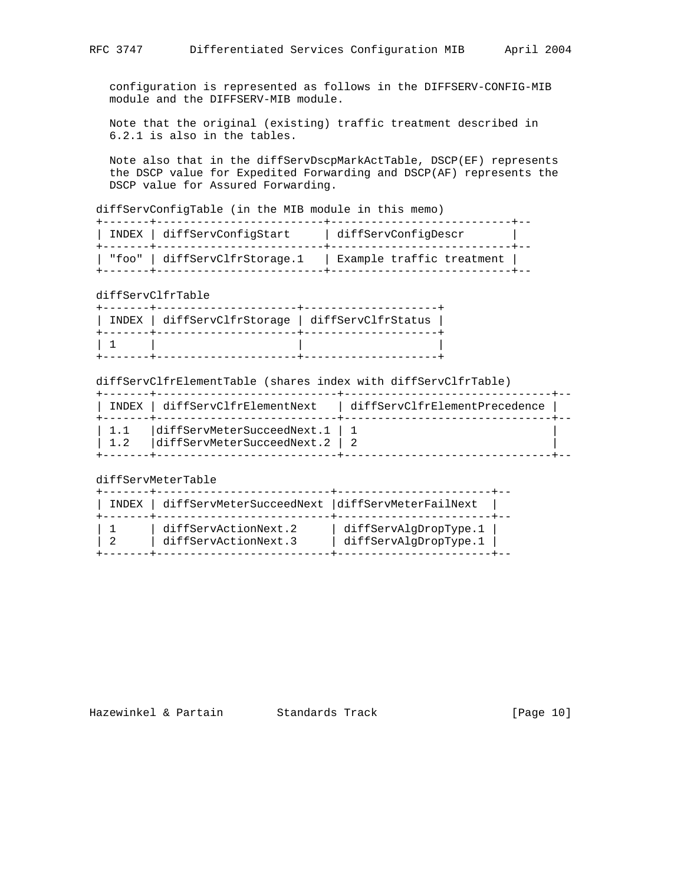configuration is represented as follows in the DIFFSERV-CONFIG-MIB module and the DIFFSERV-MIB module.

Note that the original (existing) traffic treatment described in 6.2.1 is also in the tables.

Note also that in the diffServDscpMarkActTable, DSCP(EF) represents the DSCP value for Expedited Forwarding and DSCP(AF) represents the DSCP value for Assured Forwarding.

diffServConfigTable (in the MIB module in this memo)

| INDEX | diffServConfigStart | diffServConfigDescr |
|---|---|---|
| "foo" | diffServClfrStorage.1 | Example traffic treatment |

diffServClfrTable

| INDEX | diffServClfrStorage | diffServClfrStatus |
|---|---|---|
| 1 | | |

diffServClfrElementTable (shares index with diffServClfrTable)

| INDEX | diffServClfrElementNext | diffServClfrElementPrecedence |
|---|---|---|
| 1.1 | diffServMeterSucceedNext.1 | 1 |
| 1.2 | diffServMeterSucceedNext.2 | 2 |

diffServMeterTable

| INDEX | diffServMeterSucceedNext | diffServMeterFailNext |
|---|---|---|
| 1 | diffServActionNext.2 | diffServAlgDropType.1 |
| 2 | diffServActionNext.3 | diffServAlgDropType.1 |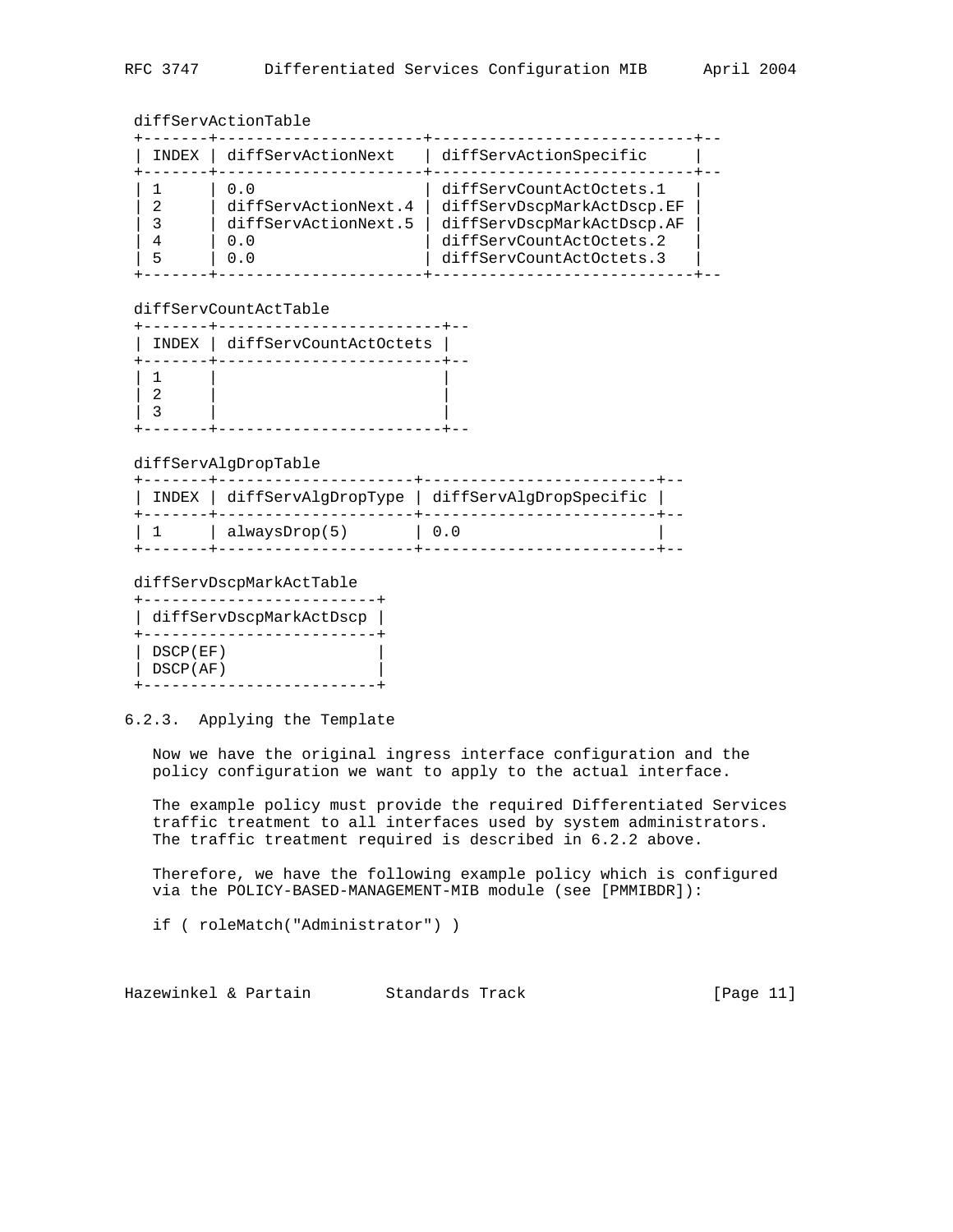diffServActionTable

| INDEX | diffServActionNext | diffServActionSpecific |
|---|---|---|
| 1 | 0.0 | diffServCountActOctets.1 |
| 2 | diffServActionNext.4 | diffServDscpMarkActDscp.EF |
| 3 | diffServActionNext.5 | diffServDscpMarkActDscp.AF |
| 4 | 0.0 | diffServCountActOctets.2 |
| 5 | 0.0 | diffServCountActOctets.3 |

diffServCountActTable

| INDEX | diffServCountActOctets |
|---|---|
| 1 | |
| 2 | |
| 3 | |

diffServAlgDropTable

| INDEX | diffServAlgDropType | diffServAlgDropSpecific |
|---|---|---|
| 1 | alwaysDrop(5) | 0.0 |

diffServDscpMarkActTable

| diffServDscpMarkActDscp |
|---|
| DSCP(EF) |
| DSCP(AF) |

### 6.2.3. Applying the Template

Now we have the original ingress interface configuration and the policy configuration we want to apply to the actual interface.

The example policy must provide the required Differentiated Services traffic treatment to all interfaces used by system administrators. The traffic treatment required is described in 6.2.2 above.

Therefore, we have the following example policy which is configured via the POLICY-BASED-MANAGEMENT-MIB module (see [PMMIBDR]):

```
if ( roleMatch("Administrator") )
```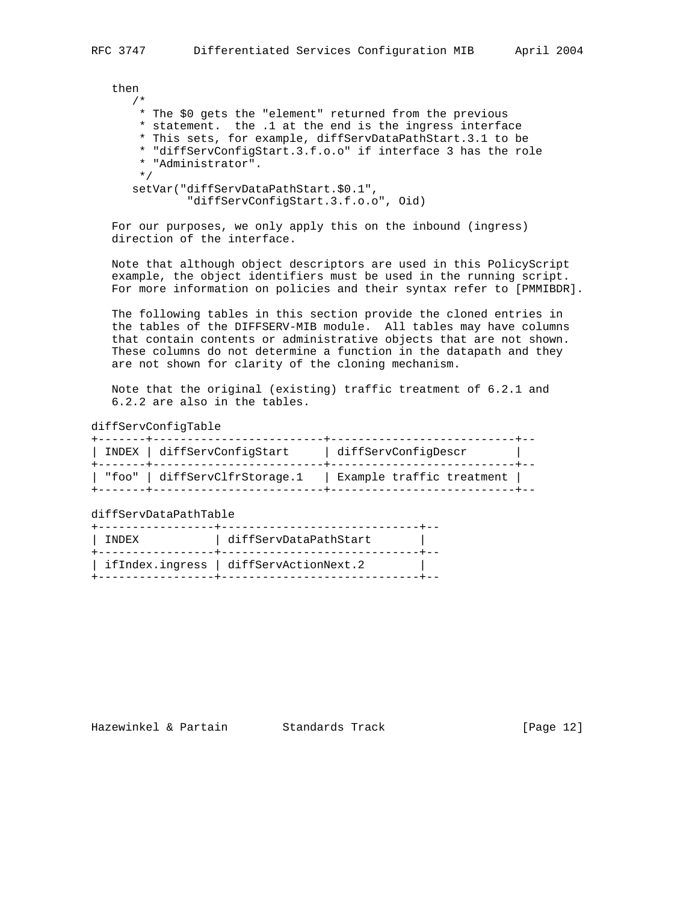```
then
   /*
    * The $0 gets the "element" returned from the previous
    * statement.  the .1 at the end is the ingress interface
    * This sets, for example, diffServDataPathStart.3.1 to be
    * "diffServConfigStart.3.f.o.o" if interface 3 has the role
    * "Administrator".
    */
   setVar("diffServDataPathStart.$0.1",
          "diffServConfigStart.3.f.o.o", Oid)
```

For our purposes, we only apply this on the inbound (ingress) direction of the interface.

Note that although object descriptors are used in this PolicyScript example, the object identifiers must be used in the running script. For more information on policies and their syntax refer to [PMMIBDR].

The following tables in this section provide the cloned entries in the tables of the DIFFSERV-MIB module. All tables may have columns that contain contents or administrative objects that are not shown. These columns do not determine a function in the datapath and they are not shown for clarity of the cloning mechanism.

Note that the original (existing) traffic treatment of 6.2.1 and 6.2.2 are also in the tables.

diffServConfigTable

| INDEX | diffServConfigStart | diffServConfigDescr |
|---|---|---|
| "foo" | diffServClfrStorage.1 | Example traffic treatment |

diffServDataPathTable

| INDEX | diffServDataPathStart |
|---|---|
| ifIndex.ingress | diffServActionNext.2 |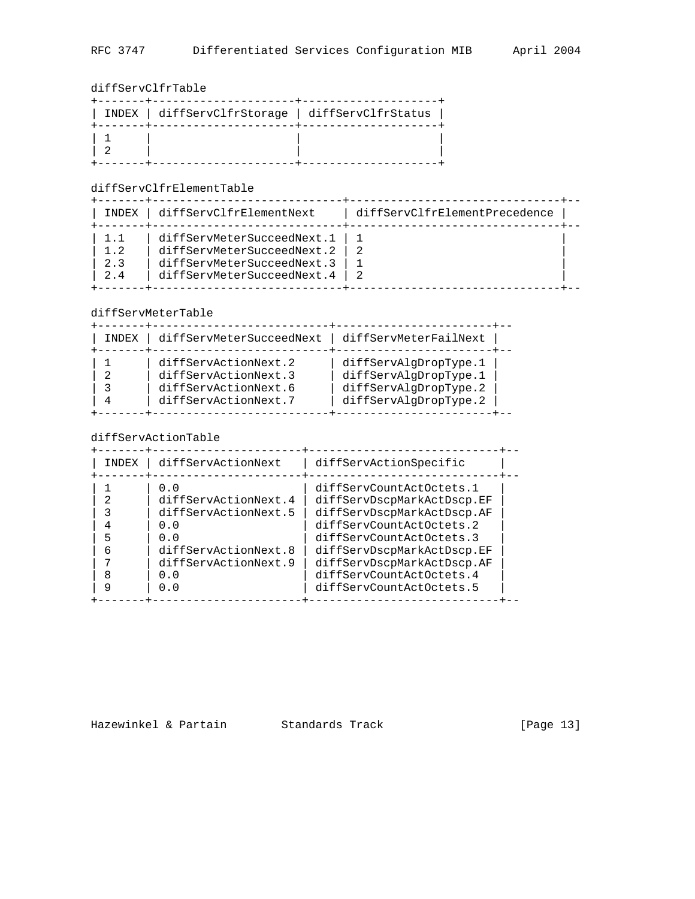diffServClfrTable

| INDEX | diffServClfrStorage | diffServClfrStatus |
|---|---|---|
| 1 | | |
| 2 | | |

diffServClfrElementTable

| INDEX | diffServClfrElementNext | diffServClfrElementPrecedence |
|---|---|---|
| 1.1 | diffServMeterSucceedNext.1 | 1 |
| 1.2 | diffServMeterSucceedNext.2 | 2 |
| 2.3 | diffServMeterSucceedNext.3 | 1 |
| 2.4 | diffServMeterSucceedNext.4 | 2 |

diffServMeterTable

| INDEX | diffServMeterSucceedNext | diffServMeterFailNext |
|---|---|---|
| 1 | diffServActionNext.2 | diffServAlgDropType.1 |
| 2 | diffServActionNext.3 | diffServAlgDropType.1 |
| 3 | diffServActionNext.6 | diffServAlgDropType.2 |
| 4 | diffServActionNext.7 | diffServAlgDropType.2 |

diffServActionTable

| INDEX | diffServActionNext | diffServActionSpecific |
|---|---|---|
| 1 | 0.0 | diffServCountActOctets.1 |
| 2 | diffServActionNext.4 | diffServDscpMarkActDscp.EF |
| 3 | diffServActionNext.5 | diffServDscpMarkActDscp.AF |
| 4 | 0.0 | diffServCountActOctets.2 |
| 5 | 0.0 | diffServCountActOctets.3 |
| 6 | diffServActionNext.8 | diffServDscpMarkActDscp.EF |
| 7 | diffServActionNext.9 | diffServDscpMarkActDscp.AF |
| 8 | 0.0 | diffServCountActOctets.4 |
| 9 | 0.0 | diffServCountActOctets.5 |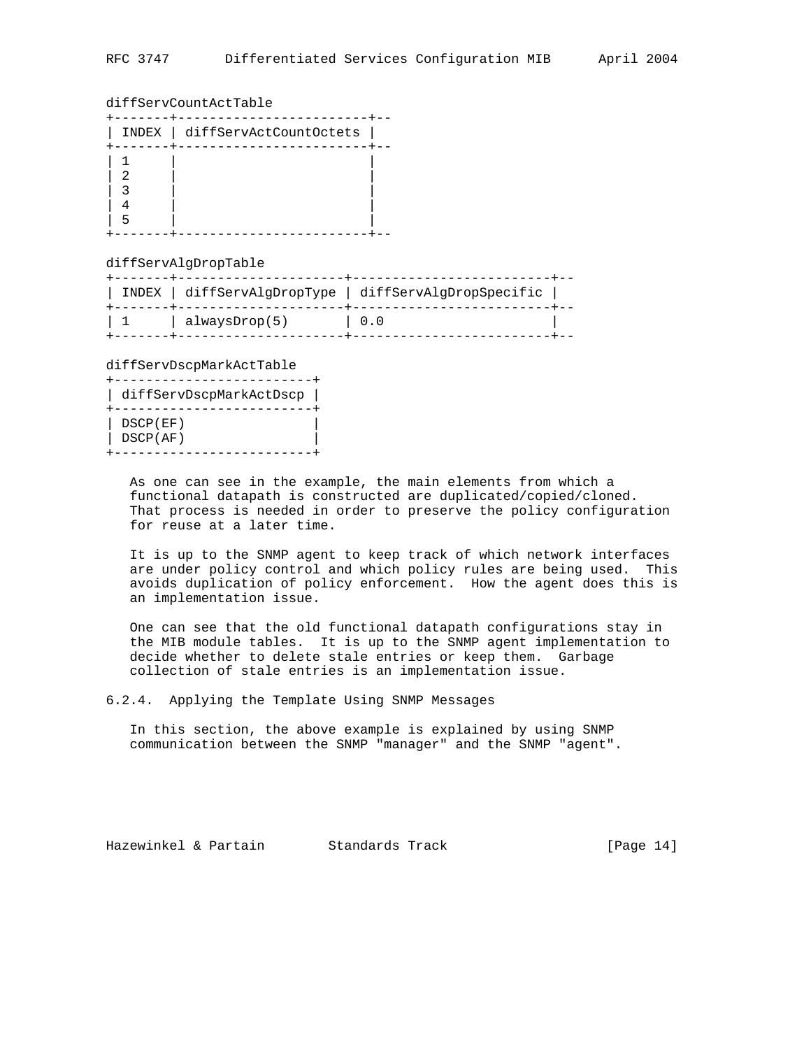diffServCountActTable

| INDEX | diffServActCountOctets |
|---|---|
| 1 | |
| 2 | |
| 3 | |
| 4 | |
| 5 | |

diffServAlgDropTable

| INDEX | diffServAlgDropType | diffServAlgDropSpecific |
|---|---|---|
| 1 | alwaysDrop(5) | 0.0 |

diffServDscpMarkActTable

| diffServDscpMarkActDscp |
|---|
| DSCP(EF) |
| DSCP(AF) |

As one can see in the example, the main elements from which a functional datapath is constructed are duplicated/copied/cloned. That process is needed in order to preserve the policy configuration for reuse at a later time.

It is up to the SNMP agent to keep track of which network interfaces are under policy control and which policy rules are being used. This avoids duplication of policy enforcement. How the agent does this is an implementation issue.

One can see that the old functional datapath configurations stay in the MIB module tables. It is up to the SNMP agent implementation to decide whether to delete stale entries or keep them. Garbage collection of stale entries is an implementation issue.

### 6.2.4. Applying the Template Using SNMP Messages

In this section, the above example is explained by using SNMP communication between the SNMP "manager" and the SNMP "agent".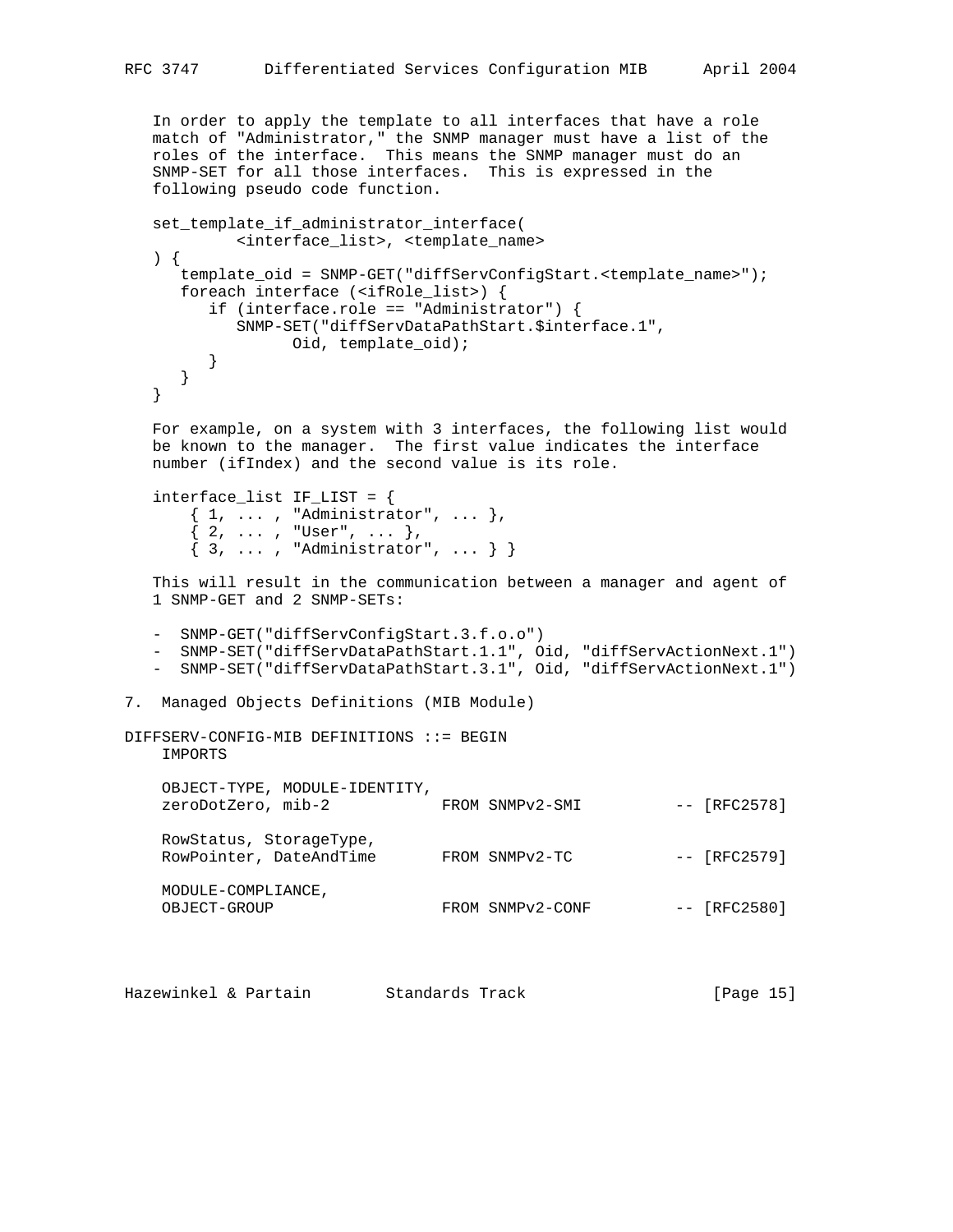In order to apply the template to all interfaces that have a role match of "Administrator," the SNMP manager must have a list of the roles of the interface. This means the SNMP manager must do an SNMP-SET for all those interfaces. This is expressed in the following pseudo code function.

```
set_template_if_administrator_interface(
        <interface_list>, <template_name>
) {
   template_oid = SNMP-GET("diffServConfigStart.<template_name>");
   foreach interface (<ifRole_list>) {
      if (interface.role == "Administrator") {
         SNMP-SET("diffServDataPathStart.$interface.1",
               Oid, template_oid);
      }
   }
}
```

For example, on a system with 3 interfaces, the following list would be known to the manager. The first value indicates the interface number (ifIndex) and the second value is its role.

```
interface_list IF_LIST = {
    { 1, ... , "Administrator", ... },
    { 2, ... , "User", ... },
    { 3, ... , "Administrator", ... } }
```

This will result in the communication between a manager and agent of 1 SNMP-GET and 2 SNMP-SETs:

- SNMP-GET("diffServConfigStart.3.f.o.o")
- SNMP-SET("diffServDataPathStart.1.1", Oid, "diffServActionNext.1")
- SNMP-SET("diffServDataPathStart.3.1", Oid, "diffServActionNext.1")

## 7. Managed Objects Definitions (MIB Module)

```
DIFFSERV-CONFIG-MIB DEFINITIONS ::= BEGIN
    IMPORTS

    OBJECT-TYPE, MODULE-IDENTITY,
    zeroDotZero, mib-2            FROM SNMPv2-SMI          -- [RFC2578]

    RowStatus, StorageType,
    RowPointer, DateAndTime       FROM SNMPv2-TC           -- [RFC2579]

    MODULE-COMPLIANCE,
    OBJECT-GROUP                  FROM SNMPv2-CONF         -- [RFC2580]
```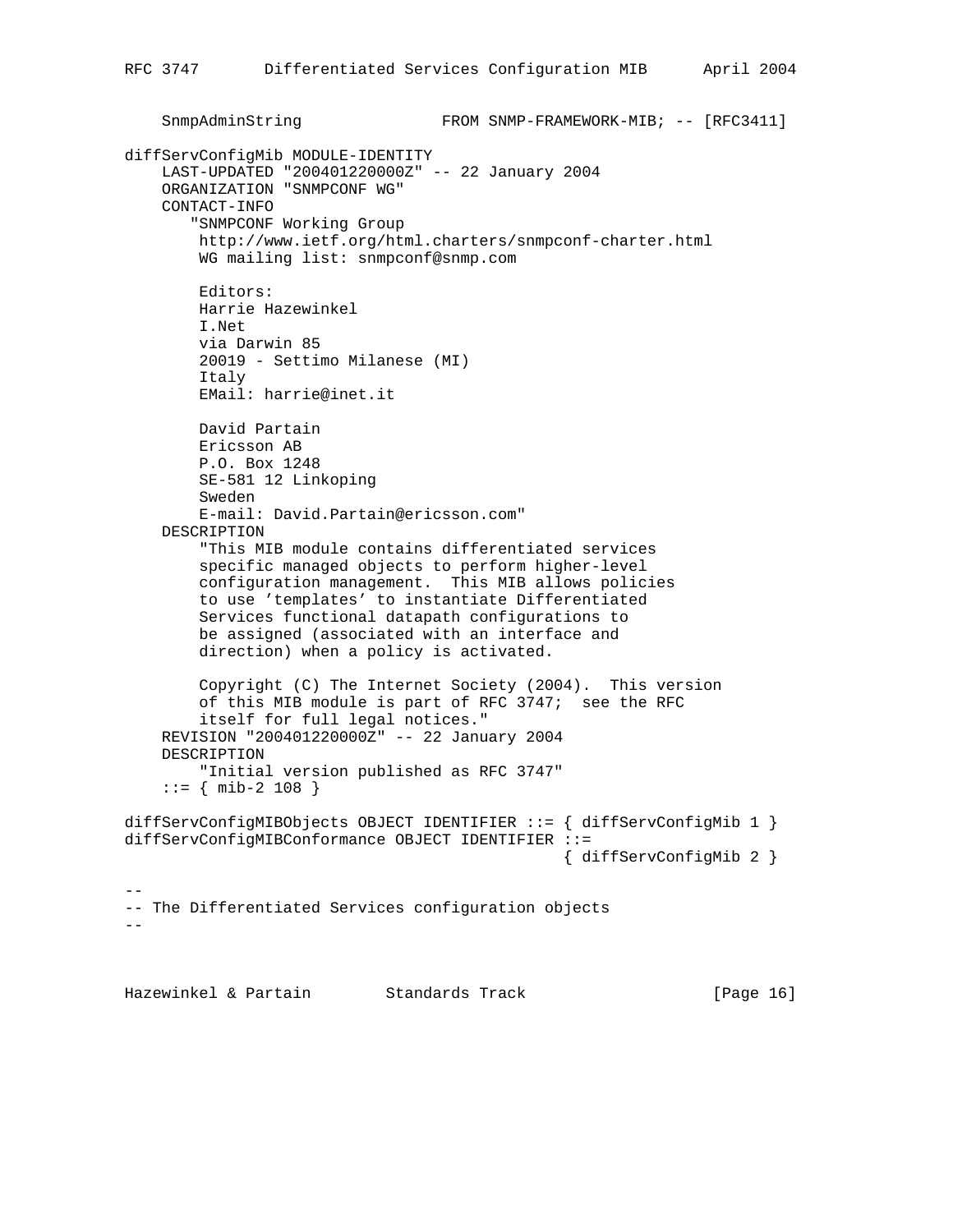```
    SnmpAdminString              FROM SNMP-FRAMEWORK-MIB; -- [RFC3411]

diffServConfigMib MODULE-IDENTITY
    LAST-UPDATED "200401220000Z" -- 22 January 2004
    ORGANIZATION "SNMPCONF WG"
    CONTACT-INFO
       "SNMPCONF Working Group
        http://www.ietf.org/html.charters/snmpconf-charter.html
        WG mailing list: snmpconf@snmp.com

        Editors:
        Harrie Hazewinkel
        I.Net
        via Darwin 85
        20019 - Settimo Milanese (MI)
        Italy
        EMail: harrie@inet.it

        David Partain
        Ericsson AB
        P.O. Box 1248
        SE-581 12 Linkoping
        Sweden
        E-mail: David.Partain@ericsson.com"
    DESCRIPTION
        "This MIB module contains differentiated services
        specific managed objects to perform higher-level
        configuration management.  This MIB allows policies
        to use 'templates' to instantiate Differentiated
        Services functional datapath configurations to
        be assigned (associated with an interface and
        direction) when a policy is activated.

        Copyright (C) The Internet Society (2004).  This version
        of this MIB module is part of RFC 3747;  see the RFC
        itself for full legal notices."
    REVISION "200401220000Z" -- 22 January 2004
    DESCRIPTION
        "Initial version published as RFC 3747"
    ::= { mib-2 108 }

diffServConfigMIBObjects OBJECT IDENTIFIER ::= { diffServConfigMib 1 }
diffServConfigMIBConformance OBJECT IDENTIFIER ::=
                                              { diffServConfigMib 2 }

--
-- The Differentiated Services configuration objects
--
```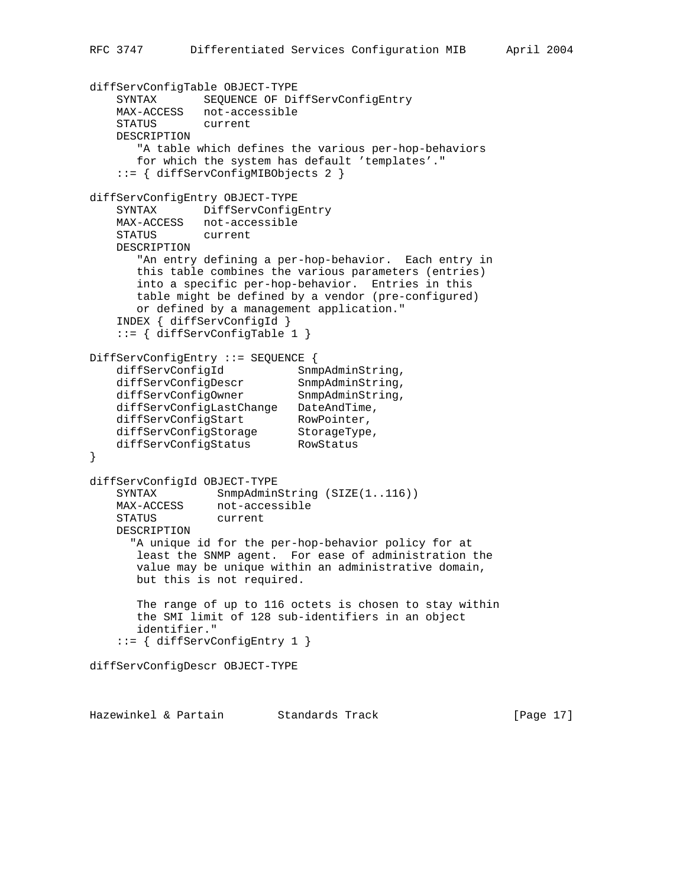```
diffServConfigTable OBJECT-TYPE
    SYNTAX       SEQUENCE OF DiffServConfigEntry
    MAX-ACCESS   not-accessible
    STATUS       current
    DESCRIPTION
       "A table which defines the various per-hop-behaviors
       for which the system has default 'templates'."
    ::= { diffServConfigMIBObjects 2 }

diffServConfigEntry OBJECT-TYPE
    SYNTAX       DiffServConfigEntry
    MAX-ACCESS   not-accessible
    STATUS       current
    DESCRIPTION
       "An entry defining a per-hop-behavior.  Each entry in
       this table combines the various parameters (entries)
       into a specific per-hop-behavior.  Entries in this
       table might be defined by a vendor (pre-configured)
       or defined by a management application."
    INDEX { diffServConfigId }
    ::= { diffServConfigTable 1 }

DiffServConfigEntry ::= SEQUENCE {
    diffServConfigId           SnmpAdminString,
    diffServConfigDescr        SnmpAdminString,
    diffServConfigOwner        SnmpAdminString,
    diffServConfigLastChange   DateAndTime,
    diffServConfigStart        RowPointer,
    diffServConfigStorage      StorageType,
    diffServConfigStatus       RowStatus
}

diffServConfigId OBJECT-TYPE
    SYNTAX         SnmpAdminString (SIZE(1..116))
    MAX-ACCESS     not-accessible
    STATUS         current
    DESCRIPTION
      "A unique id for the per-hop-behavior policy for at
       least the SNMP agent.  For ease of administration the
       value may be unique within an administrative domain,
       but this is not required.

       The range of up to 116 octets is chosen to stay within
       the SMI limit of 128 sub-identifiers in an object
       identifier."
    ::= { diffServConfigEntry 1 }

diffServConfigDescr OBJECT-TYPE
```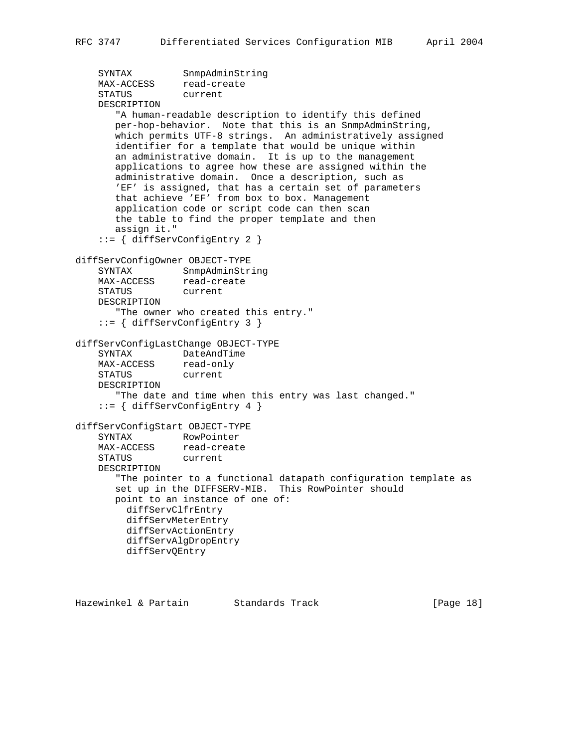```
    SYNTAX         SnmpAdminString
    MAX-ACCESS     read-create
    STATUS         current
    DESCRIPTION
       "A human-readable description to identify this defined
       per-hop-behavior.  Note that this is an SnmpAdminString,
       which permits UTF-8 strings.  An administratively assigned
       identifier for a template that would be unique within
       an administrative domain.  It is up to the management
       applications to agree how these are assigned within the
       administrative domain.  Once a description, such as
       'EF' is assigned, that has a certain set of parameters
       that achieve 'EF' from box to box. Management
       application code or script code can then scan
       the table to find the proper template and then
       assign it."
    ::= { diffServConfigEntry 2 }

diffServConfigOwner OBJECT-TYPE
    SYNTAX         SnmpAdminString
    MAX-ACCESS     read-create
    STATUS         current
    DESCRIPTION
       "The owner who created this entry."
    ::= { diffServConfigEntry 3 }

diffServConfigLastChange OBJECT-TYPE
    SYNTAX         DateAndTime
    MAX-ACCESS     read-only
    STATUS         current
    DESCRIPTION
       "The date and time when this entry was last changed."
    ::= { diffServConfigEntry 4 }

diffServConfigStart OBJECT-TYPE
    SYNTAX         RowPointer
    MAX-ACCESS     read-create
    STATUS         current
    DESCRIPTION
       "The pointer to a functional datapath configuration template as
       set up in the DIFFSERV-MIB.  This RowPointer should
       point to an instance of one of:
         diffServClfrEntry
         diffServMeterEntry
         diffServActionEntry
         diffServAlgDropEntry
         diffServQEntry
```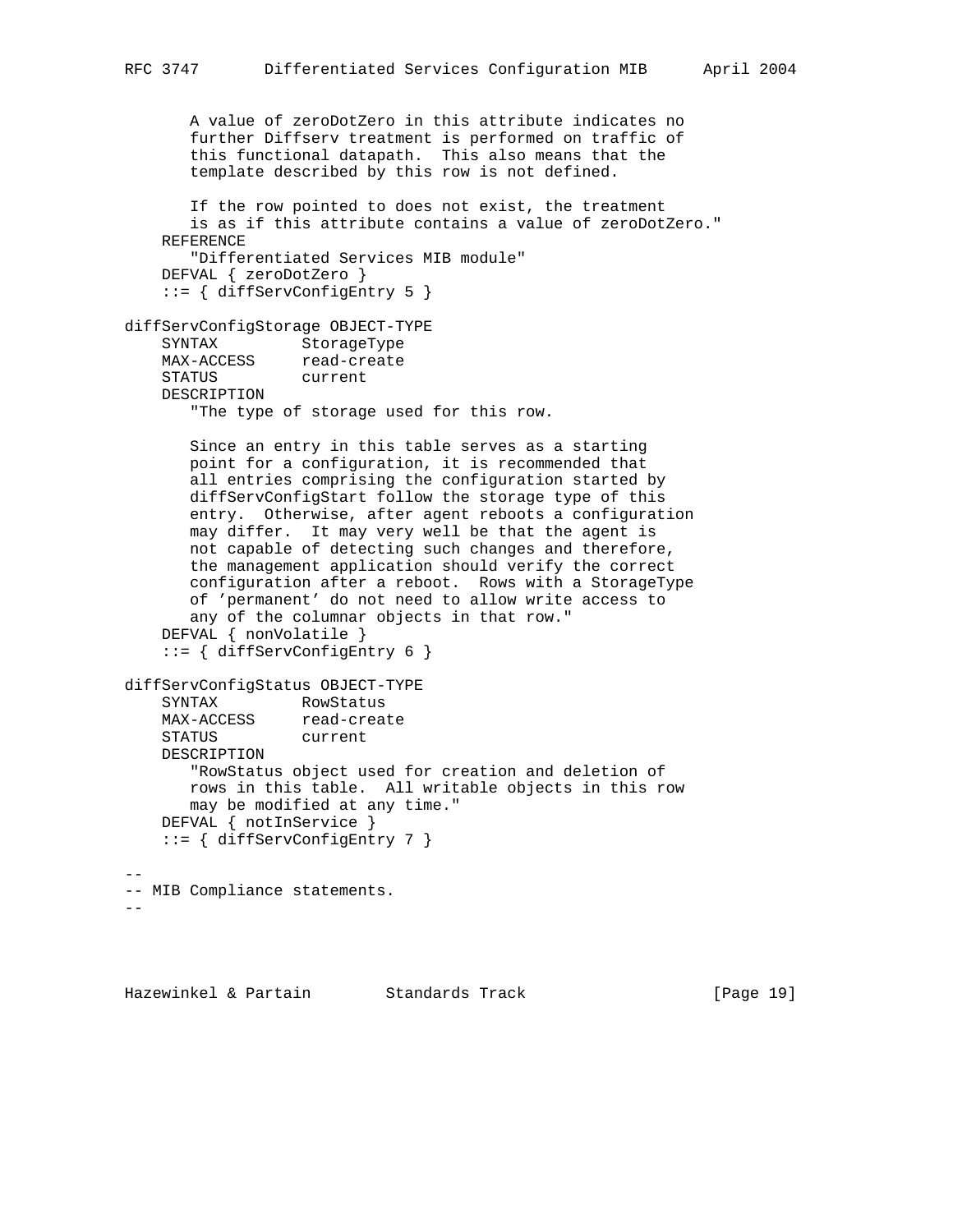```
       A value of zeroDotZero in this attribute indicates no
       further Diffserv treatment is performed on traffic of
       this functional datapath.  This also means that the
       template described by this row is not defined.

       If the row pointed to does not exist, the treatment
       is as if this attribute contains a value of zeroDotZero."
    REFERENCE
       "Differentiated Services MIB module"
    DEFVAL { zeroDotZero }
    ::= { diffServConfigEntry 5 }

diffServConfigStorage OBJECT-TYPE
    SYNTAX         StorageType
    MAX-ACCESS     read-create
    STATUS         current
    DESCRIPTION
       "The type of storage used for this row.

       Since an entry in this table serves as a starting
       point for a configuration, it is recommended that
       all entries comprising the configuration started by
       diffServConfigStart follow the storage type of this
       entry.  Otherwise, after agent reboots a configuration
       may differ.  It may very well be that the agent is
       not capable of detecting such changes and therefore,
       the management application should verify the correct
       configuration after a reboot.  Rows with a StorageType
       of 'permanent' do not need to allow write access to
       any of the columnar objects in that row."
    DEFVAL { nonVolatile }
    ::= { diffServConfigEntry 6 }

diffServConfigStatus OBJECT-TYPE
    SYNTAX         RowStatus
    MAX-ACCESS     read-create
    STATUS         current
    DESCRIPTION
       "RowStatus object used for creation and deletion of
       rows in this table.  All writable objects in this row
       may be modified at any time."
    DEFVAL { notInService }
    ::= { diffServConfigEntry 7 }

--
-- MIB Compliance statements.
--
```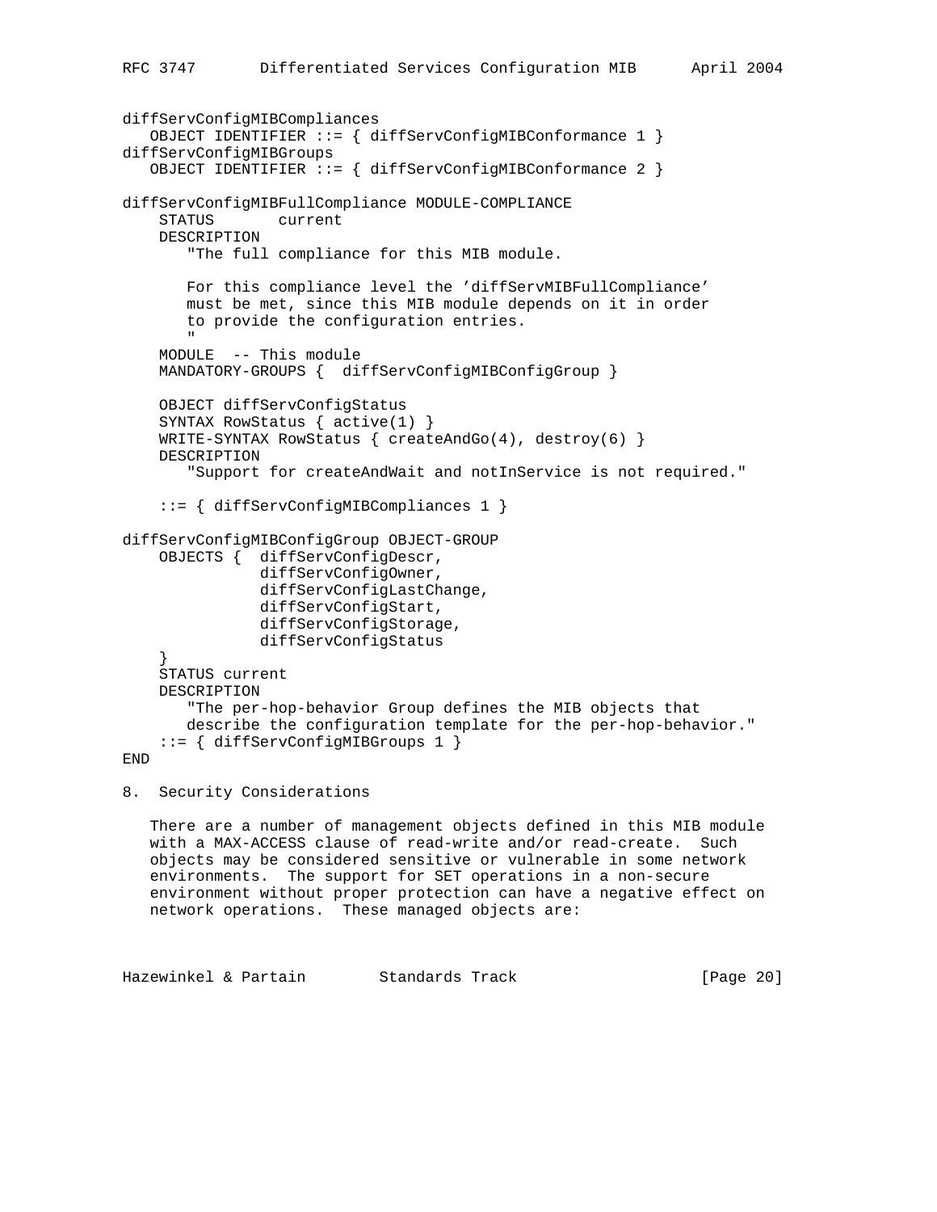```
diffServConfigMIBCompliances
   OBJECT IDENTIFIER ::= { diffServConfigMIBConformance 1 }
diffServConfigMIBGroups
   OBJECT IDENTIFIER ::= { diffServConfigMIBConformance 2 }

diffServConfigMIBFullCompliance MODULE-COMPLIANCE
    STATUS       current
    DESCRIPTION
       "The full compliance for this MIB module.

       For this compliance level the 'diffServMIBFullCompliance'
       must be met, since this MIB module depends on it in order
       to provide the configuration entries.
       "
    MODULE  -- This module
    MANDATORY-GROUPS {  diffServConfigMIBConfigGroup }

    OBJECT diffServConfigStatus
    SYNTAX RowStatus { active(1) }
    WRITE-SYNTAX RowStatus { createAndGo(4), destroy(6) }
    DESCRIPTION
       "Support for createAndWait and notInService is not required."

    ::= { diffServConfigMIBCompliances 1 }

diffServConfigMIBConfigGroup OBJECT-GROUP
    OBJECTS {  diffServConfigDescr,
               diffServConfigOwner,
               diffServConfigLastChange,
               diffServConfigStart,
               diffServConfigStorage,
               diffServConfigStatus
    }
    STATUS current
    DESCRIPTION
       "The per-hop-behavior Group defines the MIB objects that
       describe the configuration template for the per-hop-behavior."
    ::= { diffServConfigMIBGroups 1 }
END
```

## 8. Security Considerations

There are a number of management objects defined in this MIB module with a MAX-ACCESS clause of read-write and/or read-create. Such objects may be considered sensitive or vulnerable in some network environments. The support for SET operations in a non-secure environment without proper protection can have a negative effect on network operations. These managed objects are: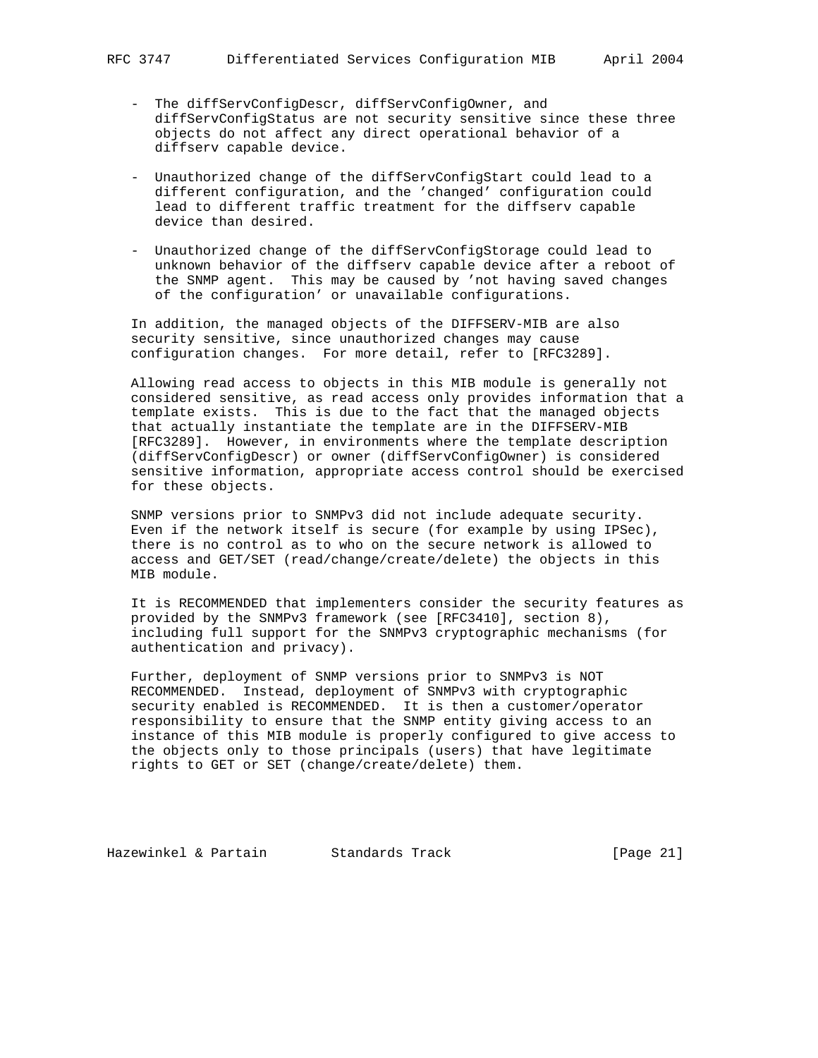- The diffServConfigDescr, diffServConfigOwner, and diffServConfigStatus are not security sensitive since these three objects do not affect any direct operational behavior of a diffserv capable device.

- Unauthorized change of the diffServConfigStart could lead to a different configuration, and the 'changed' configuration could lead to different traffic treatment for the diffserv capable device than desired.

- Unauthorized change of the diffServConfigStorage could lead to unknown behavior of the diffserv capable device after a reboot of the SNMP agent. This may be caused by 'not having saved changes of the configuration' or unavailable configurations.

In addition, the managed objects of the DIFFSERV-MIB are also security sensitive, since unauthorized changes may cause configuration changes. For more detail, refer to [RFC3289].

Allowing read access to objects in this MIB module is generally not considered sensitive, as read access only provides information that a template exists. This is due to the fact that the managed objects that actually instantiate the template are in the DIFFSERV-MIB [RFC3289]. However, in environments where the template description (diffServConfigDescr) or owner (diffServConfigOwner) is considered sensitive information, appropriate access control should be exercised for these objects.

SNMP versions prior to SNMPv3 did not include adequate security. Even if the network itself is secure (for example by using IPSec), there is no control as to who on the secure network is allowed to access and GET/SET (read/change/create/delete) the objects in this MIB module.

It is RECOMMENDED that implementers consider the security features as provided by the SNMPv3 framework (see [RFC3410], section 8), including full support for the SNMPv3 cryptographic mechanisms (for authentication and privacy).

Further, deployment of SNMP versions prior to SNMPv3 is NOT RECOMMENDED. Instead, deployment of SNMPv3 with cryptographic security enabled is RECOMMENDED. It is then a customer/operator responsibility to ensure that the SNMP entity giving access to an instance of this MIB module is properly configured to give access to the objects only to those principals (users) that have legitimate rights to GET or SET (change/create/delete) them.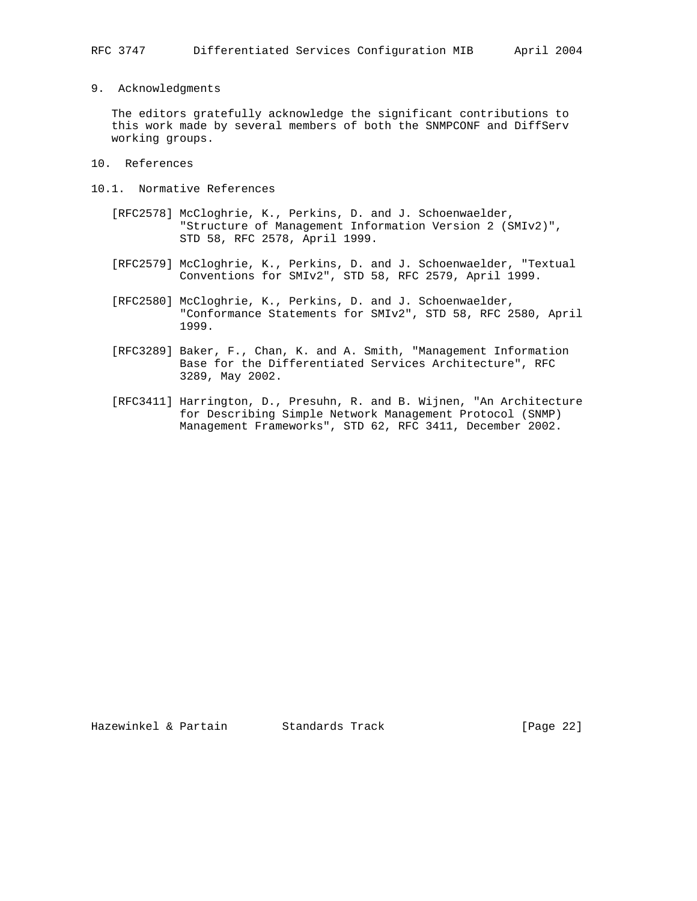## 9. Acknowledgments

The editors gratefully acknowledge the significant contributions to this work made by several members of both the SNMPCONF and DiffServ working groups.

## 10. References

### 10.1. Normative References

[RFC2578] McCloghrie, K., Perkins, D. and J. Schoenwaelder, "Structure of Management Information Version 2 (SMIv2)", STD 58, RFC 2578, April 1999.

[RFC2579] McCloghrie, K., Perkins, D. and J. Schoenwaelder, "Textual Conventions for SMIv2", STD 58, RFC 2579, April 1999.

[RFC2580] McCloghrie, K., Perkins, D. and J. Schoenwaelder, "Conformance Statements for SMIv2", STD 58, RFC 2580, April 1999.

[RFC3289] Baker, F., Chan, K. and A. Smith, "Management Information Base for the Differentiated Services Architecture", RFC 3289, May 2002.

[RFC3411] Harrington, D., Presuhn, R. and B. Wijnen, "An Architecture for Describing Simple Network Management Protocol (SNMP) Management Frameworks", STD 62, RFC 3411, December 2002.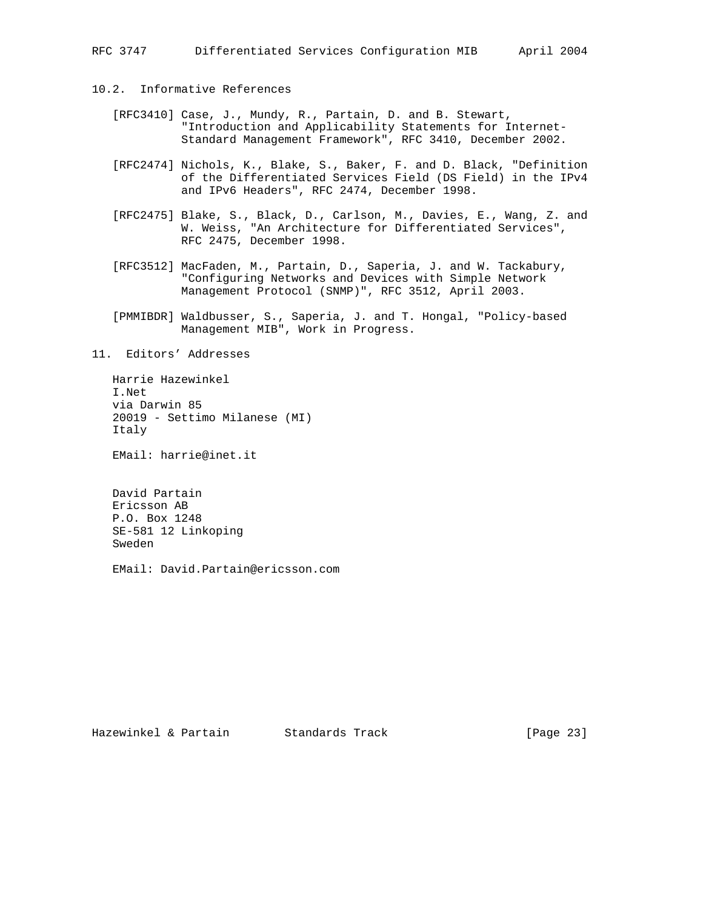## 10.2. Informative References

[RFC3410] Case, J., Mundy, R., Partain, D. and B. Stewart, "Introduction and Applicability Statements for Internet-Standard Management Framework", RFC 3410, December 2002.

[RFC2474] Nichols, K., Blake, S., Baker, F. and D. Black, "Definition of the Differentiated Services Field (DS Field) in the IPv4 and IPv6 Headers", RFC 2474, December 1998.

[RFC2475] Blake, S., Black, D., Carlson, M., Davies, E., Wang, Z. and W. Weiss, "An Architecture for Differentiated Services", RFC 2475, December 1998.

[RFC3512] MacFaden, M., Partain, D., Saperia, J. and W. Tackabury, "Configuring Networks and Devices with Simple Network Management Protocol (SNMP)", RFC 3512, April 2003.

[PMMIBDR] Waldbusser, S., Saperia, J. and T. Hongal, "Policy-based Management MIB", Work in Progress.

# 11. Editors' Addresses

Harrie Hazewinkel
I.Net
via Darwin 85
20019 - Settimo Milanese (MI)
Italy

EMail: harrie@inet.it

David Partain
Ericsson AB
P.O. Box 1248
SE-581 12 Linkoping
Sweden

EMail: David.Partain@ericsson.com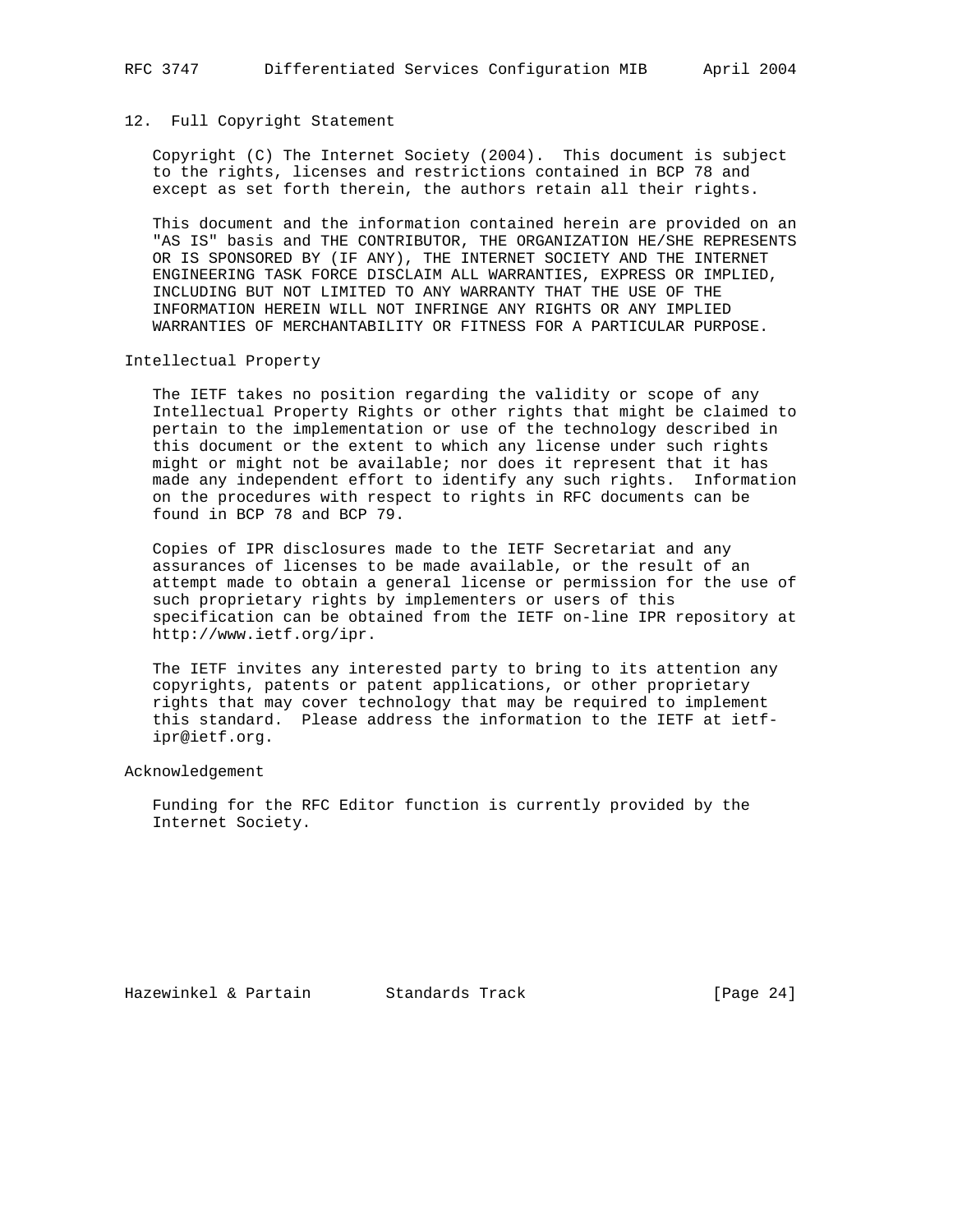## 12. Full Copyright Statement

Copyright (C) The Internet Society (2004). This document is subject to the rights, licenses and restrictions contained in BCP 78 and except as set forth therein, the authors retain all their rights.

This document and the information contained herein are provided on an "AS IS" basis and THE CONTRIBUTOR, THE ORGANIZATION HE/SHE REPRESENTS OR IS SPONSORED BY (IF ANY), THE INTERNET SOCIETY AND THE INTERNET ENGINEERING TASK FORCE DISCLAIM ALL WARRANTIES, EXPRESS OR IMPLIED, INCLUDING BUT NOT LIMITED TO ANY WARRANTY THAT THE USE OF THE INFORMATION HEREIN WILL NOT INFRINGE ANY RIGHTS OR ANY IMPLIED WARRANTIES OF MERCHANTABILITY OR FITNESS FOR A PARTICULAR PURPOSE.

### Intellectual Property

The IETF takes no position regarding the validity or scope of any Intellectual Property Rights or other rights that might be claimed to pertain to the implementation or use of the technology described in this document or the extent to which any license under such rights might or might not be available; nor does it represent that it has made any independent effort to identify any such rights. Information on the procedures with respect to rights in RFC documents can be found in BCP 78 and BCP 79.

Copies of IPR disclosures made to the IETF Secretariat and any assurances of licenses to be made available, or the result of an attempt made to obtain a general license or permission for the use of such proprietary rights by implementers or users of this specification can be obtained from the IETF on-line IPR repository at http://www.ietf.org/ipr.

The IETF invites any interested party to bring to its attention any copyrights, patents or patent applications, or other proprietary rights that may cover technology that may be required to implement this standard. Please address the information to the IETF at ietf-ipr@ietf.org.

### Acknowledgement

Funding for the RFC Editor function is currently provided by the Internet Society.